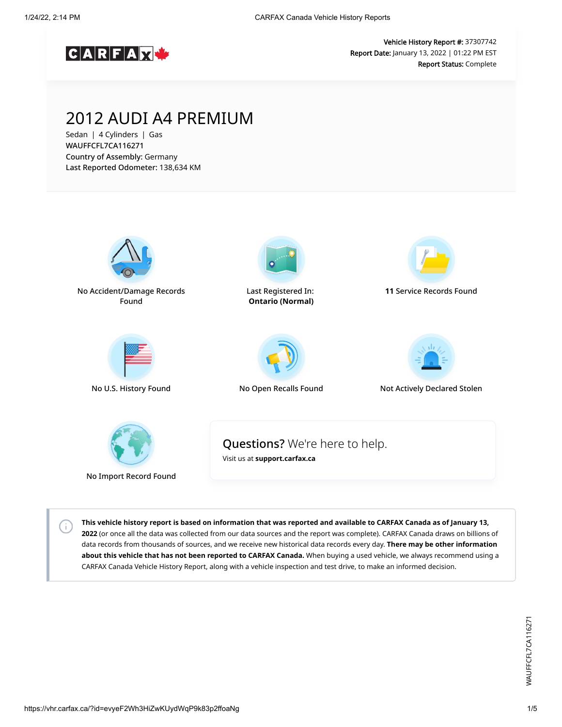**Vehicle History Report #:** 37307742
**Report Date:** January 13, 2022 | 01:22 PM EST
**Report Status:** Complete

# 2012 AUDI A4 PREMIUM

Sedan | 4 Cylinders | Gas
WAUFFCFL7CA116271
**Country of Assembly:** Germany
**Last Reported Odometer:** 138,634 KM

No Accident/Damage Records Found

Last Registered In: **Ontario (Normal)**

**11** Service Records Found

No U.S. History Found

No Open Recalls Found

Not Actively Declared Stolen

No Import Record Found

**Questions?** We're here to help.
Visit us at **support.carfax.ca**

**This vehicle history report is based on information that was reported and available to CARFAX Canada as of January 13, 2022** (or once all the data was collected from our data sources and the report was complete). CARFAX Canada draws on billions of data records from thousands of sources, and we receive new historical data records every day. **There may be other information about this vehicle that has not been reported to CARFAX Canada.** When buying a used vehicle, we always recommend using a CARFAX Canada Vehicle History Report, along with a vehicle inspection and test drive, to make an informed decision.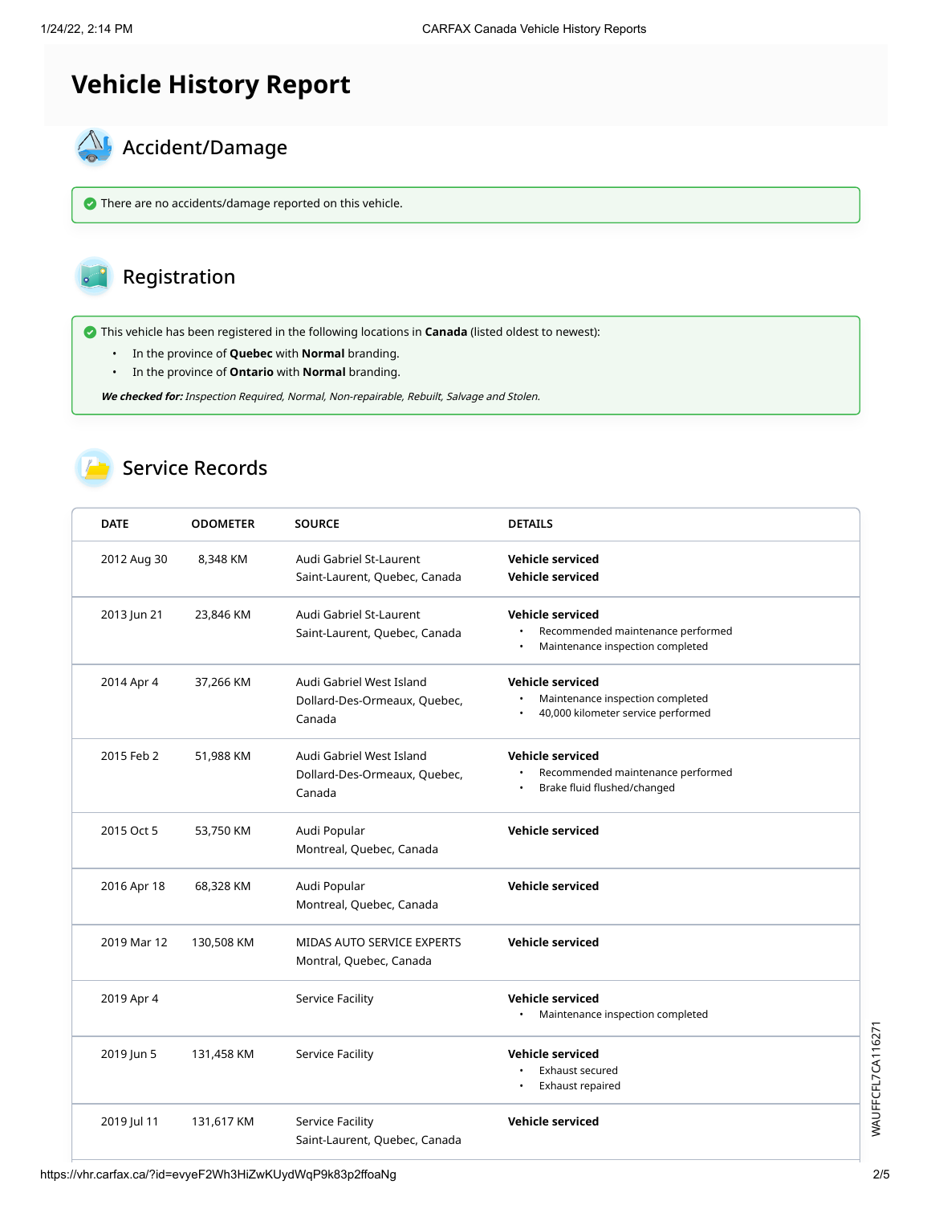# Vehicle History Report

## Accident/Damage

There are no accidents/damage reported on this vehicle.

## Registration

This vehicle has been registered in the following locations in **Canada** (listed oldest to newest):

- In the province of **Quebec** with **Normal** branding.
- In the province of **Ontario** with **Normal** branding.

***We checked for:*** *Inspection Required, Normal, Non-repairable, Rebuilt, Salvage and Stolen.*

## Service Records

| DATE | ODOMETER | SOURCE | DETAILS |
|---|---|---|---|
| 2012 Aug 30 | 8,348 KM | Audi Gabriel St-Laurent<br>Saint-Laurent, Quebec, Canada | **Vehicle serviced**<br>**Vehicle serviced** |
| 2013 Jun 21 | 23,846 KM | Audi Gabriel St-Laurent<br>Saint-Laurent, Quebec, Canada | **Vehicle serviced**<br>• Recommended maintenance performed<br>• Maintenance inspection completed |
| 2014 Apr 4 | 37,266 KM | Audi Gabriel West Island<br>Dollard-Des-Ormeaux, Quebec, Canada | **Vehicle serviced**<br>• Maintenance inspection completed<br>• 40,000 kilometer service performed |
| 2015 Feb 2 | 51,988 KM | Audi Gabriel West Island<br>Dollard-Des-Ormeaux, Quebec, Canada | **Vehicle serviced**<br>• Recommended maintenance performed<br>• Brake fluid flushed/changed |
| 2015 Oct 5 | 53,750 KM | Audi Popular<br>Montreal, Quebec, Canada | **Vehicle serviced** |
| 2016 Apr 18 | 68,328 KM | Audi Popular<br>Montreal, Quebec, Canada | **Vehicle serviced** |
| 2019 Mar 12 | 130,508 KM | MIDAS AUTO SERVICE EXPERTS<br>Montral, Quebec, Canada | **Vehicle serviced** |
| 2019 Apr 4 | | Service Facility | **Vehicle serviced**<br>• Maintenance inspection completed |
| 2019 Jun 5 | 131,458 KM | Service Facility | **Vehicle serviced**<br>• Exhaust secured<br>• Exhaust repaired |
| 2019 Jul 11 | 131,617 KM | Service Facility<br>Saint-Laurent, Quebec, Canada | **Vehicle serviced** |

WAUFFCFL7CA116271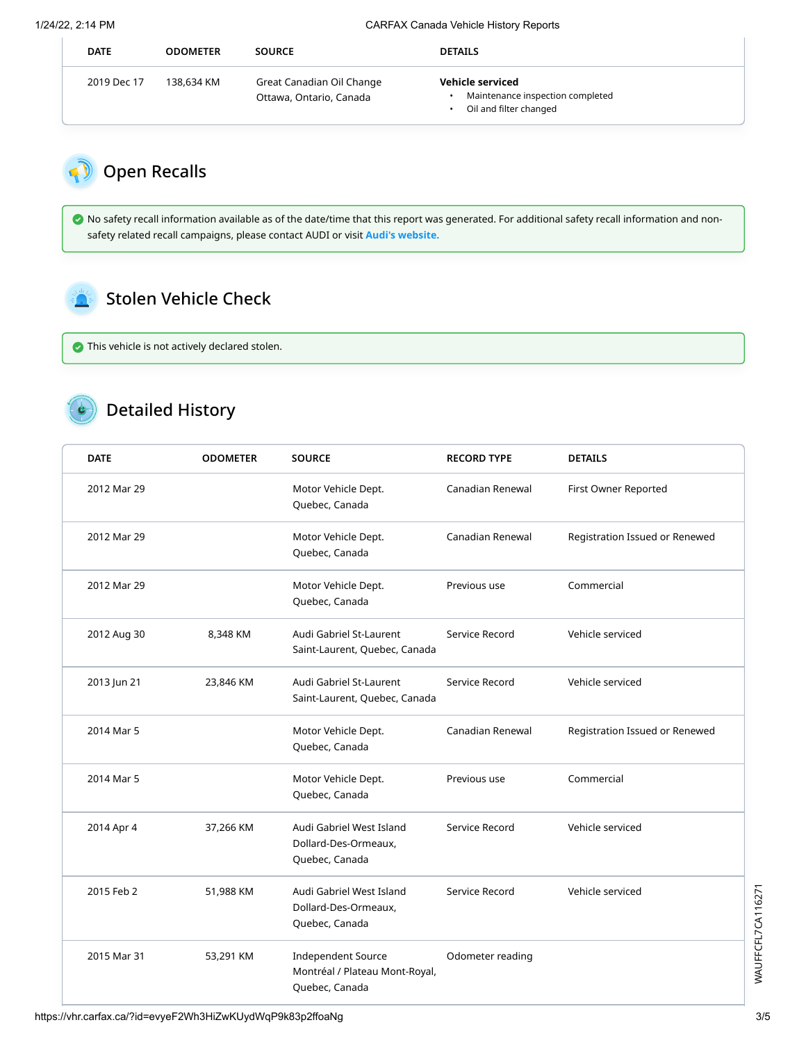| DATE | ODOMETER | SOURCE | DETAILS |
| --- | --- | --- | --- |
| 2019 Dec 17 | 138,634 KM | Great Canadian Oil Change Ottawa, Ontario, Canada | **Vehicle serviced** • Maintenance inspection completed • Oil and filter changed |

## Open Recalls

No safety recall information available as of the date/time that this report was generated. For additional safety recall information and non-safety related recall campaigns, please contact AUDI or visit **Audi's website.**

## Stolen Vehicle Check

This vehicle is not actively declared stolen.

## Detailed History

| DATE | ODOMETER | SOURCE | RECORD TYPE | DETAILS |
| --- | --- | --- | --- | --- |
| 2012 Mar 29 | | Motor Vehicle Dept. Quebec, Canada | Canadian Renewal | First Owner Reported |
| 2012 Mar 29 | | Motor Vehicle Dept. Quebec, Canada | Canadian Renewal | Registration Issued or Renewed |
| 2012 Mar 29 | | Motor Vehicle Dept. Quebec, Canada | Previous use | Commercial |
| 2012 Aug 30 | 8,348 KM | Audi Gabriel St-Laurent Saint-Laurent, Quebec, Canada | Service Record | Vehicle serviced |
| 2013 Jun 21 | 23,846 KM | Audi Gabriel St-Laurent Saint-Laurent, Quebec, Canada | Service Record | Vehicle serviced |
| 2014 Mar 5 | | Motor Vehicle Dept. Quebec, Canada | Canadian Renewal | Registration Issued or Renewed |
| 2014 Mar 5 | | Motor Vehicle Dept. Quebec, Canada | Previous use | Commercial |
| 2014 Apr 4 | 37,266 KM | Audi Gabriel West Island Dollard-Des-Ormeaux, Quebec, Canada | Service Record | Vehicle serviced |
| 2015 Feb 2 | 51,988 KM | Audi Gabriel West Island Dollard-Des-Ormeaux, Quebec, Canada | Service Record | Vehicle serviced |
| 2015 Mar 31 | 53,291 KM | Independent Source Montréal / Plateau Mont-Royal, Quebec, Canada | Odometer reading | |

WAUFFCFL7CA116271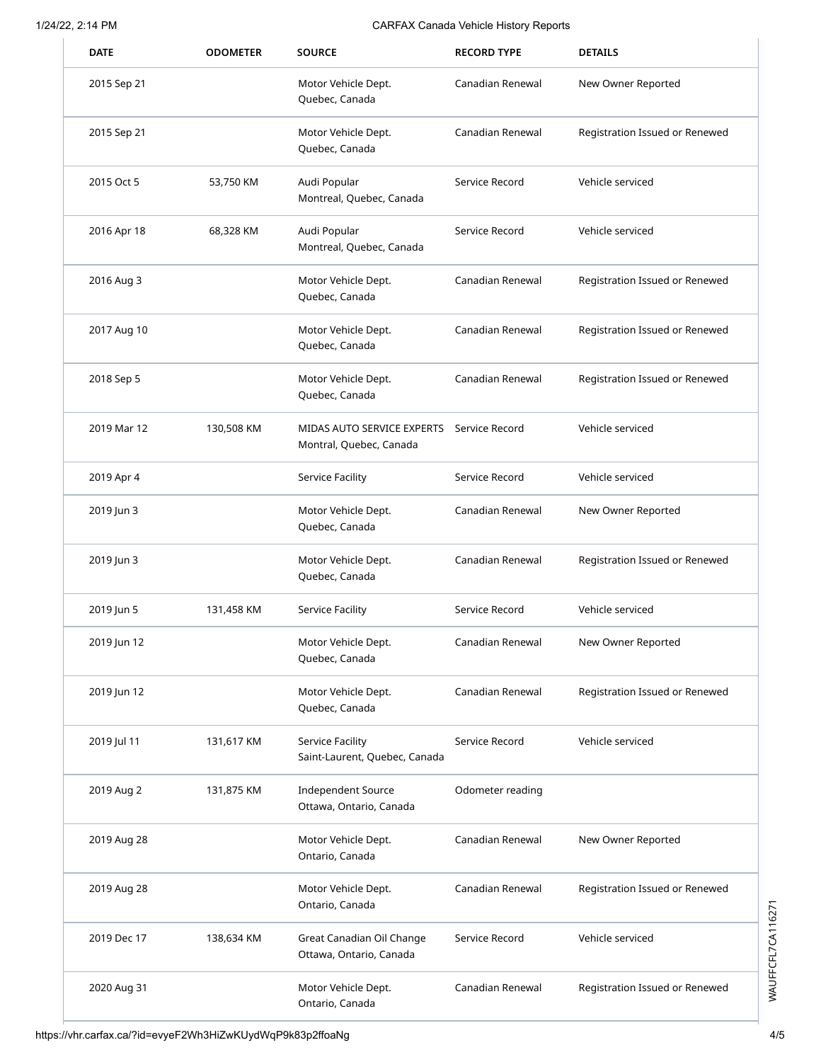| DATE | ODOMETER | SOURCE | RECORD TYPE | DETAILS |
| --- | --- | --- | --- | --- |
| 2015 Sep 21 | | Motor Vehicle Dept. Quebec, Canada | Canadian Renewal | New Owner Reported |
| 2015 Sep 21 | | Motor Vehicle Dept. Quebec, Canada | Canadian Renewal | Registration Issued or Renewed |
| 2015 Oct 5 | 53,750 KM | Audi Popular Montreal, Quebec, Canada | Service Record | Vehicle serviced |
| 2016 Apr 18 | 68,328 KM | Audi Popular Montreal, Quebec, Canada | Service Record | Vehicle serviced |
| 2016 Aug 3 | | Motor Vehicle Dept. Quebec, Canada | Canadian Renewal | Registration Issued or Renewed |
| 2017 Aug 10 | | Motor Vehicle Dept. Quebec, Canada | Canadian Renewal | Registration Issued or Renewed |
| 2018 Sep 5 | | Motor Vehicle Dept. Quebec, Canada | Canadian Renewal | Registration Issued or Renewed |
| 2019 Mar 12 | 130,508 KM | MIDAS AUTO SERVICE EXPERTS Montral, Quebec, Canada | Service Record | Vehicle serviced |
| 2019 Apr 4 | | Service Facility | Service Record | Vehicle serviced |
| 2019 Jun 3 | | Motor Vehicle Dept. Quebec, Canada | Canadian Renewal | New Owner Reported |
| 2019 Jun 3 | | Motor Vehicle Dept. Quebec, Canada | Canadian Renewal | Registration Issued or Renewed |
| 2019 Jun 5 | 131,458 KM | Service Facility | Service Record | Vehicle serviced |
| 2019 Jun 12 | | Motor Vehicle Dept. Quebec, Canada | Canadian Renewal | New Owner Reported |
| 2019 Jun 12 | | Motor Vehicle Dept. Quebec, Canada | Canadian Renewal | Registration Issued or Renewed |
| 2019 Jul 11 | 131,617 KM | Service Facility Saint-Laurent, Quebec, Canada | Service Record | Vehicle serviced |
| 2019 Aug 2 | 131,875 KM | Independent Source Ottawa, Ontario, Canada | Odometer reading | |
| 2019 Aug 28 | | Motor Vehicle Dept. Ontario, Canada | Canadian Renewal | New Owner Reported |
| 2019 Aug 28 | | Motor Vehicle Dept. Ontario, Canada | Canadian Renewal | Registration Issued or Renewed |
| 2019 Dec 17 | 138,634 KM | Great Canadian Oil Change Ottawa, Ontario, Canada | Service Record | Vehicle serviced |
| 2020 Aug 31 | | Motor Vehicle Dept. Ontario, Canada | Canadian Renewal | Registration Issued or Renewed |

WAUFFCFL7CA116271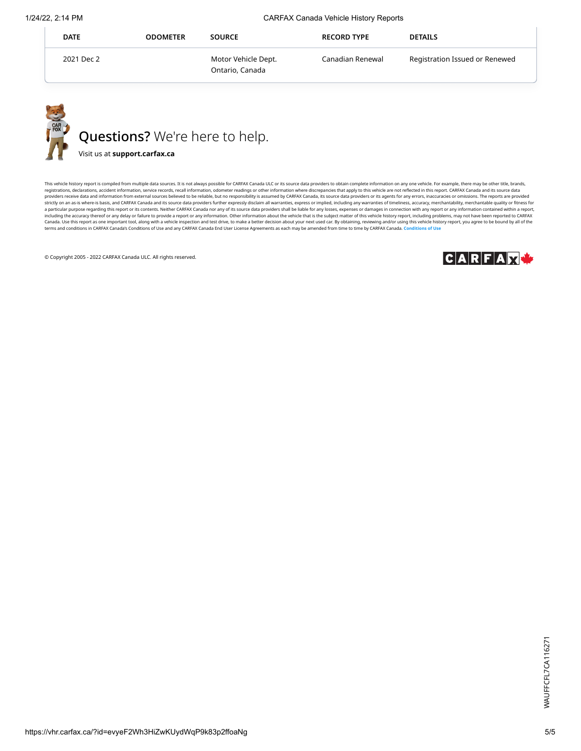| DATE | ODOMETER | SOURCE | RECORD TYPE | DETAILS |
| --- | --- | --- | --- | --- |
| 2021 Dec 2 | | Motor Vehicle Dept. Ontario, Canada | Canadian Renewal | Registration Issued or Renewed |

## **Questions?** We're here to help.

Visit us at **support.carfax.ca**

This vehicle history report is compiled from multiple data sources. It is not always possible for CARFAX Canada ULC or its source data providers to obtain complete information on any one vehicle. For example, there may be other title, brands, registrations, declarations, accident information, service records, recall information, odometer readings or other information where discrepancies that apply to this vehicle are not reflected in this report. CARFAX Canada and its source data providers receive data and information from external sources believed to be reliable, but no responsibility is assumed by CARFAX Canada, its source data providers or its agents for any errors, inaccuracies or omissions. The reports are provided strictly on an as-is where-is basis, and CARFAX Canada and its source data providers further expressly disclaim all warranties, express or implied, including any warranties of timeliness, accuracy, merchantability, merchantable quality or fitness for a particular purpose regarding this report or its contents. Neither CARFAX Canada nor any of its source data providers shall be liable for any losses, expenses or damages in connection with any report or any information contained within a report, including the accuracy thereof or any delay or failure to provide a report or any information. Other information about the vehicle that is the subject matter of this vehicle history report, including problems, may not have been reported to CARFAX Canada. Use this report as one important tool, along with a vehicle inspection and test drive, to make a better decision about your next used car. By obtaining, reviewing and/or using this vehicle history report, you agree to be bound by all of the terms and conditions in CARFAX Canada's Conditions of Use and any CARFAX Canada End User License Agreements as each may be amended from time to time by CARFAX Canada. Conditions of Use

© Copyright 2005 - 2022 CARFAX Canada ULC. All rights reserved.

WAUFFCFL7CA116271